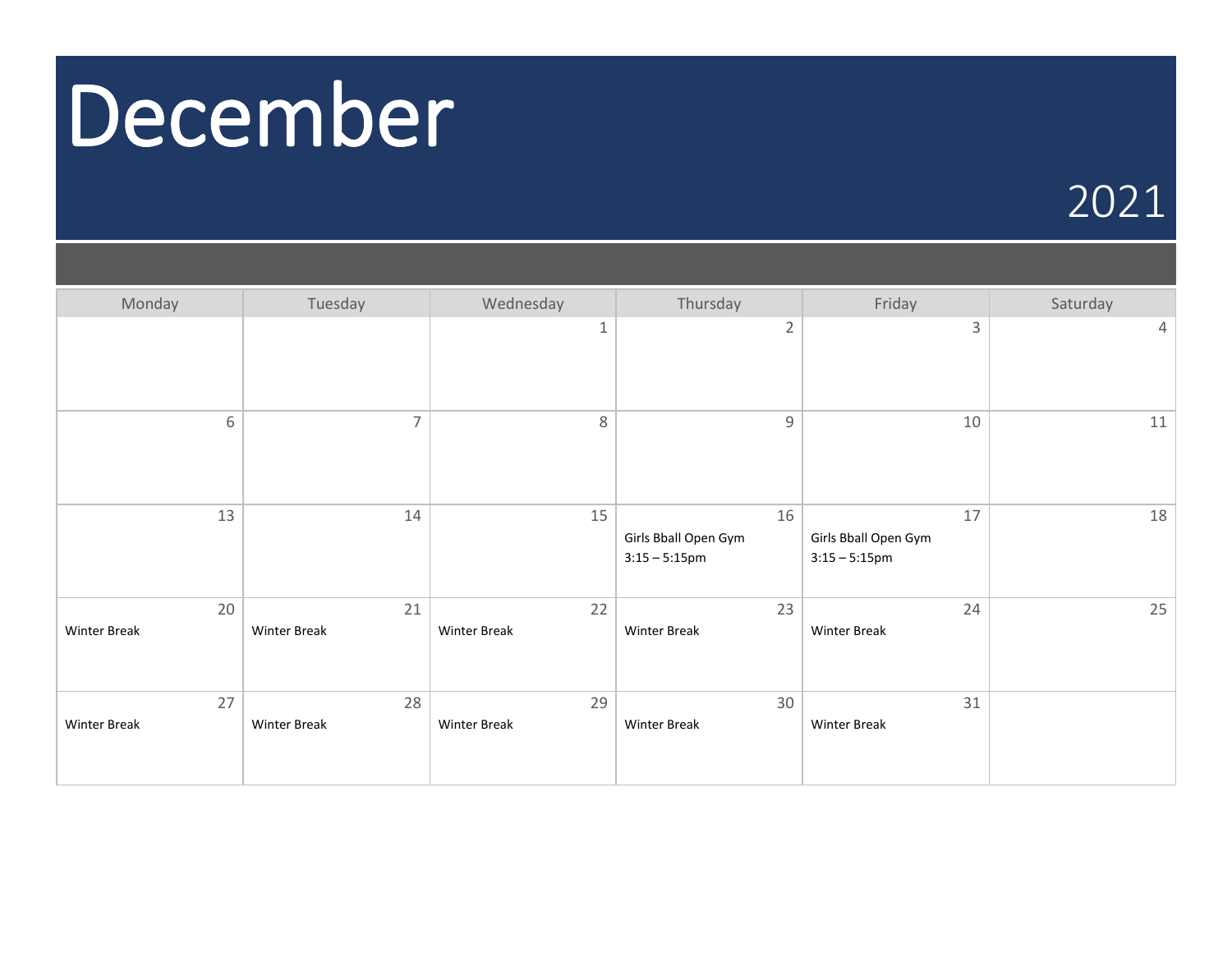# December

2021

| Monday | Tuesday | Wednesday | Thursday | Friday | Saturday |
|---|---|---|---|---|---|
| | | 1 | 2 | 3 | 4 |
| 6 | 7 | 8 | 9 | 10 | 11 |
| 13 | 14 | 15 | 16<br>Girls Bball Open Gym<br>3:15 – 5:15pm | 17<br>Girls Bball Open Gym<br>3:15 – 5:15pm | 18 |
| 20<br>Winter Break | 21<br>Winter Break | 22<br>Winter Break | 23<br>Winter Break | 24<br>Winter Break | 25 |
| 27<br>Winter Break | 28<br>Winter Break | 29<br>Winter Break | 30<br>Winter Break | 31<br>Winter Break | |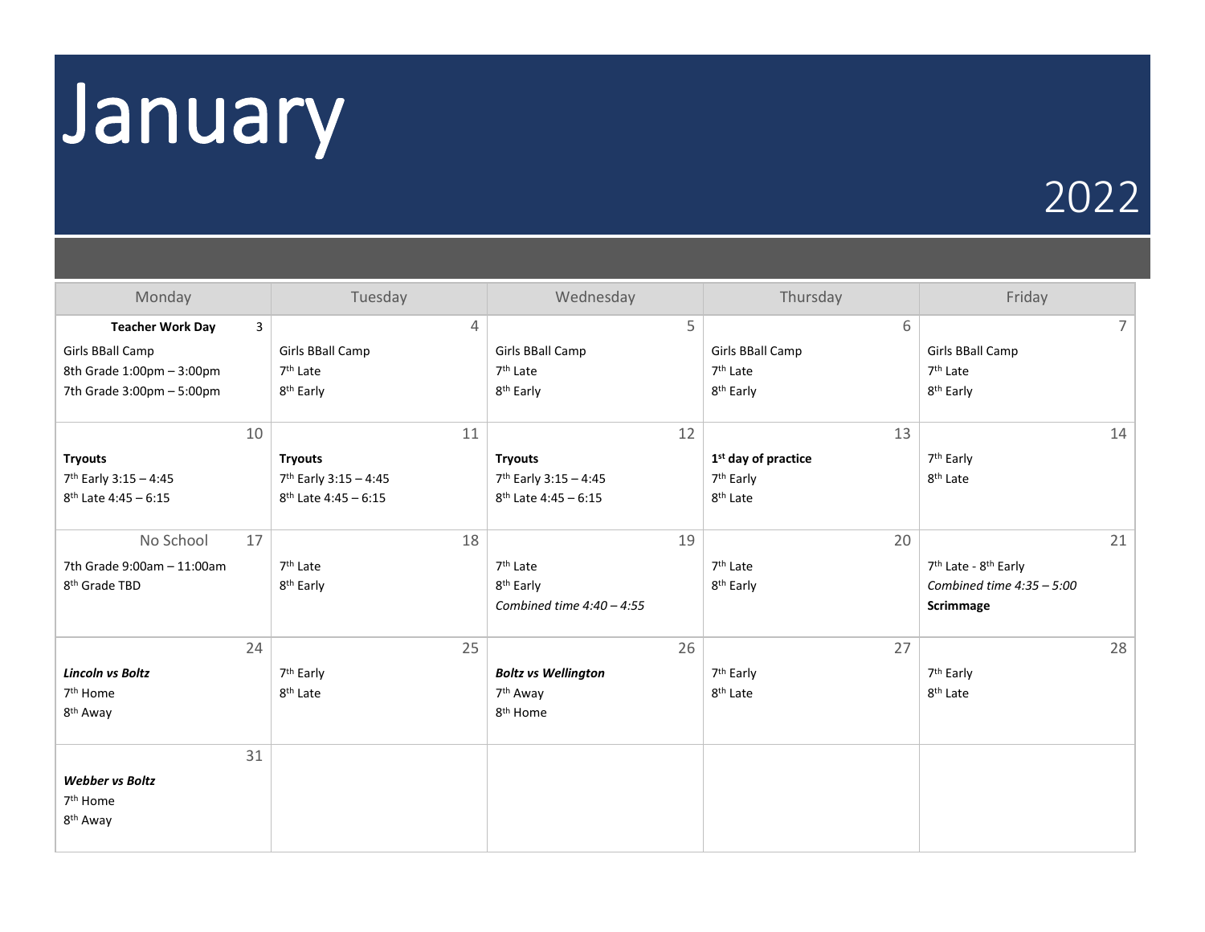# January

2022

| Monday | Tuesday | Wednesday | Thursday | Friday |
|---|---|---|---|---|
| **Teacher Work Day** 3<br>Girls BBall Camp<br>8th Grade 1:00pm – 3:00pm<br>7th Grade 3:00pm – 5:00pm | 4<br>Girls BBall Camp<br>7th Late<br>8th Early | 5<br>Girls BBall Camp<br>7th Late<br>8th Early | 6<br>Girls BBall Camp<br>7th Late<br>8th Early | 7<br>Girls BBall Camp<br>7th Late<br>8th Early |
| 10<br>**Tryouts**<br>7th Early 3:15 – 4:45<br>8th Late 4:45 – 6:15 | 11<br>**Tryouts**<br>7th Early 3:15 – 4:45<br>8th Late 4:45 – 6:15 | 12<br>**Tryouts**<br>7th Early 3:15 – 4:45<br>8th Late 4:45 – 6:15 | 13<br>**1st day of practice**<br>7th Early<br>8th Late | 14<br>7th Early<br>8th Late |
| No School 17<br>7th Grade 9:00am – 11:00am<br>8th Grade TBD | 18<br>7th Late<br>8th Early | 19<br>7th Late<br>8th Early<br>*Combined time 4:40 – 4:55* | 20<br>7th Late<br>8th Early | 21<br>7th Late - 8th Early<br>*Combined time 4:35 – 5:00*<br>**Scrimmage** |
| 24<br>***Lincoln vs Boltz***<br>7th Home<br>8th Away | 25<br>7th Early<br>8th Late | 26<br>***Boltz vs Wellington***<br>7th Away<br>8th Home | 27<br>7th Early<br>8th Late | 28<br>7th Early<br>8th Late |
| 31<br>***Webber vs Boltz***<br>7th Home<br>8th Away | | | | |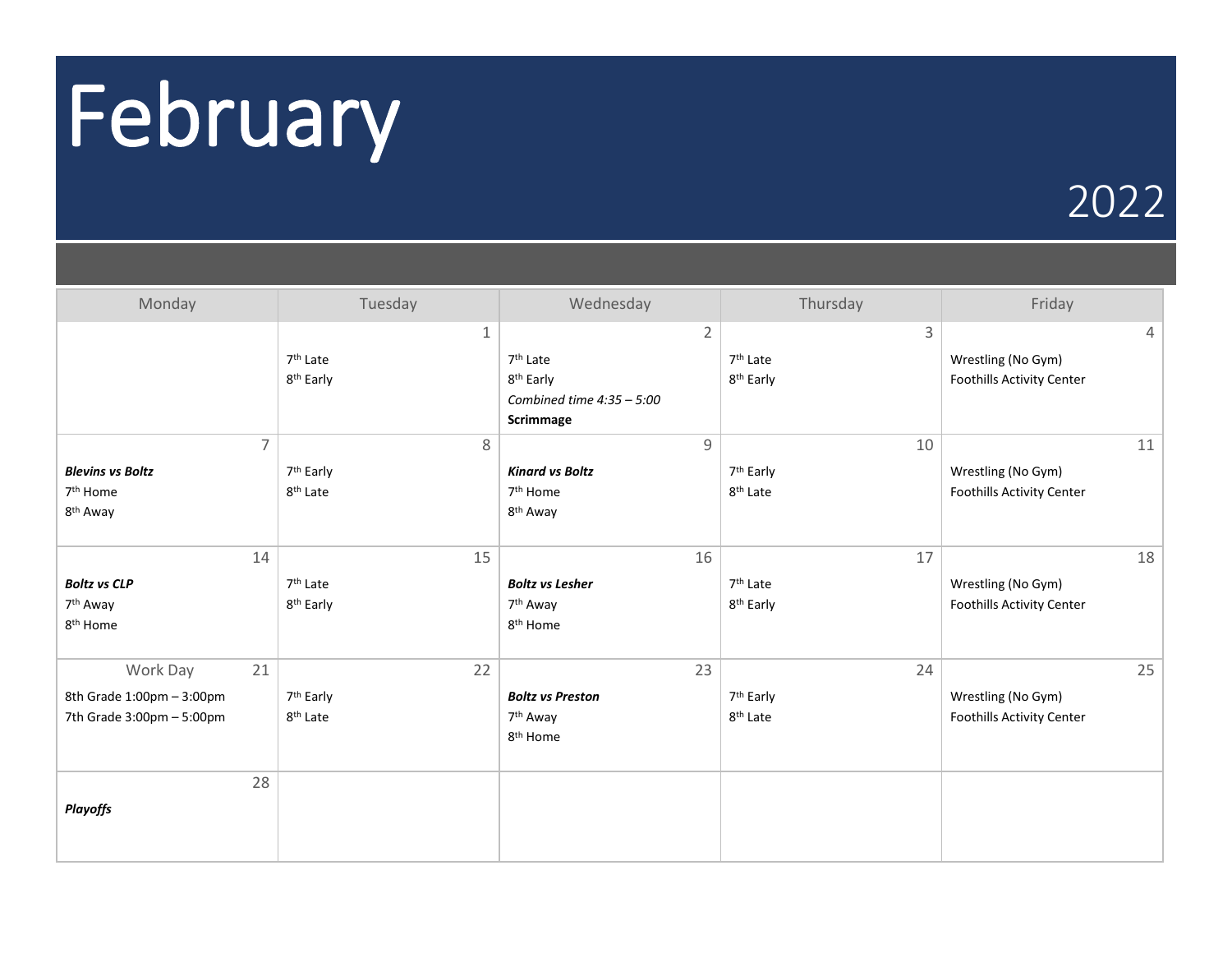# February

2022

| Monday | Tuesday | Wednesday | Thursday | Friday |
|---|---|---|---|---|
| | 1<br>7th Late<br>8th Early | 2<br>7th Late<br>8th Early<br>*Combined time 4:35 – 5:00*<br>**Scrimmage** | 3<br>7th Late<br>8th Early | 4<br>Wrestling (No Gym)<br>Foothills Activity Center |
| 7<br>***Blevins vs Boltz***<br>7th Home<br>8th Away | 8<br>7th Early<br>8th Late | 9<br>***Kinard vs Boltz***<br>7th Home<br>8th Away | 10<br>7th Early<br>8th Late | 11<br>Wrestling (No Gym)<br>Foothills Activity Center |
| 14<br>***Boltz vs CLP***<br>7th Away<br>8th Home | 15<br>7th Late<br>8th Early | 16<br>***Boltz vs Lesher***<br>7th Away<br>8th Home | 17<br>7th Late<br>8th Early | 18<br>Wrestling (No Gym)<br>Foothills Activity Center |
| Work Day 21<br>8th Grade 1:00pm – 3:00pm<br>7th Grade 3:00pm – 5:00pm | 22<br>7th Early<br>8th Late | 23<br>***Boltz vs Preston***<br>7th Away<br>8th Home | 24<br>7th Early<br>8th Late | 25<br>Wrestling (No Gym)<br>Foothills Activity Center |
| 28<br>***Playoffs*** | | | | |